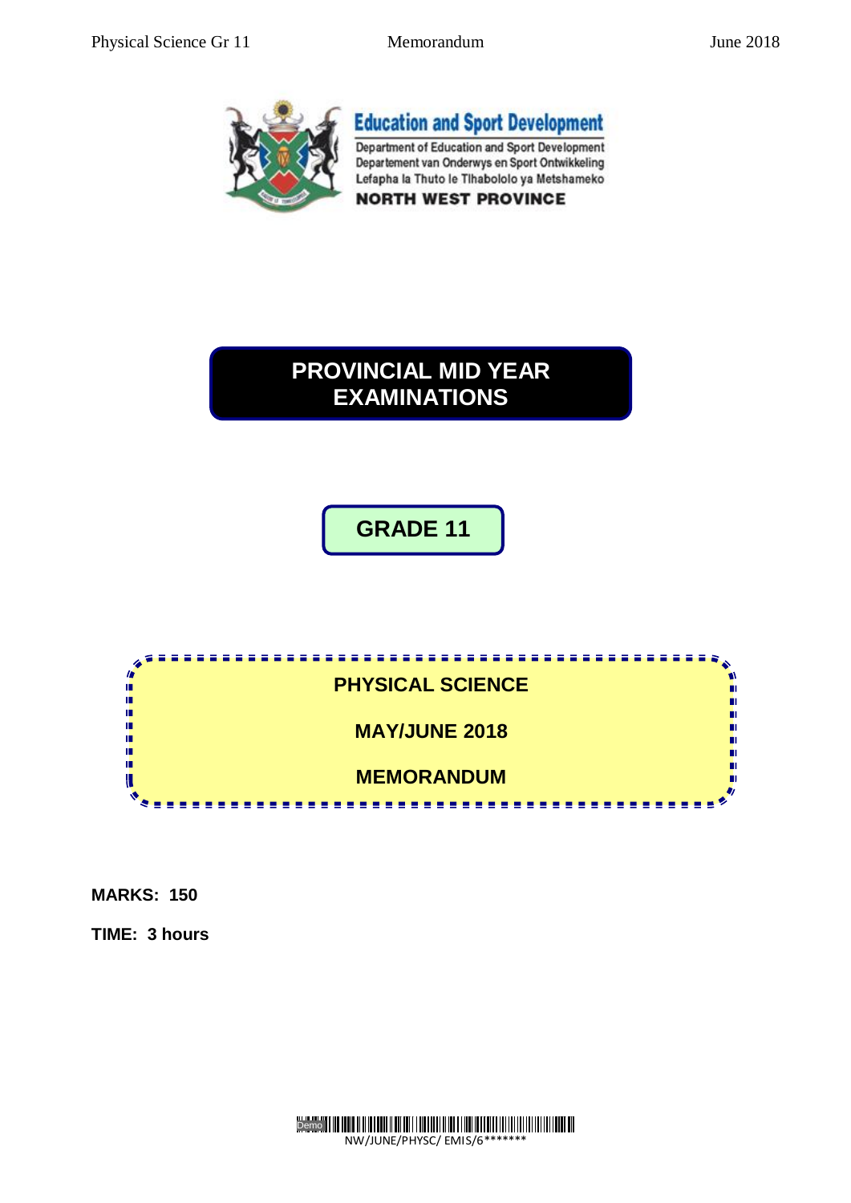**Education and Sport Development**

Department of Education and Sport Development
Departement van Onderwys en Sport Ontwikkeling
Lefapha la Thuto le Tlhabololo ya Metshameko
**NORTH WEST PROVINCE**

# PROVINCIAL MID YEAR EXAMINATIONS

## GRADE 11

**PHYSICAL SCIENCE**

**MAY/JUNE 2018**

**MEMORANDUM**

**MARKS: 150**

**TIME: 3 hours**

NW/JUNE/PHYSC/ EMIS/6*******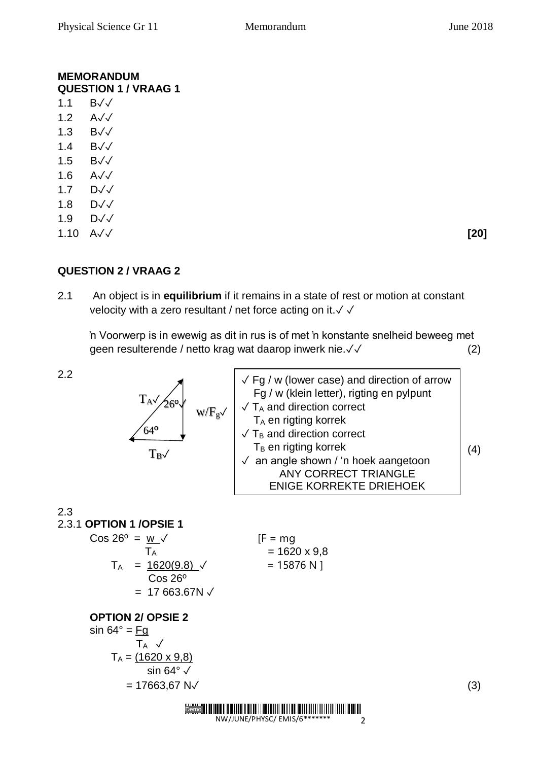## MEMORANDUM

### QUESTION 1 / VRAAG 1

1.1 B✓✓

1.2 A✓✓

1.3 B✓✓

1.4 B✓✓

1.5 B✓✓

1.6 A✓✓

1.7 D✓✓

1.8 D✓✓

1.9 D✓✓

1.10 A✓✓ **[20]**

### QUESTION 2 / VRAAG 2

2.1 An object is in **equilibrium** if it remains in a state of rest or motion at constant velocity with a zero resultant / net force acting on it.✓ ✓

'n Voorwerp is in ewewig as dit in rus is of met 'n konstante snelheid beweeg met geen resulterende / netto krag wat daarop inwerk nie.✓✓ (2)

2.2

$T_A$✓ 26º✓ w/$F_g$✓ 64º $T_B$✓

| |
|---|
| ✓ Fg / w (lower case) and direction of arrow<br>Fg / w (klein letter), rigting en pylpunt<br>✓ $T_A$ and direction correct<br>$T_A$ en rigting korrek<br>✓ $T_B$ and direction correct<br>$T_B$ en rigting korrek<br>✓ an angle shown / 'n hoek aangetoon<br>ANY CORRECT TRIANGLE<br>ENIGE KORREKTE DRIEHOEK |

(4)

2.3

2.3.1 **OPTION 1 /OPSIE 1**

$$\cos 26^\circ = \frac{w}{T_A} ✓$$

$$T_A = \frac{1620(9.8)}{\cos 26^\circ} ✓$$

$$= 17\ 663.67\text{N} ✓$$

[F = mg
= 1620 x 9,8
= 15876 N ]

**OPTION 2/ OPSIE 2**

$$\sin 64^\circ = \frac{F_g}{T_A} ✓$$

$$T_A = \frac{(1620 \times 9,8)}{\sin 64^\circ} ✓$$

$$= 17663,67\text{ N}✓$$

(3)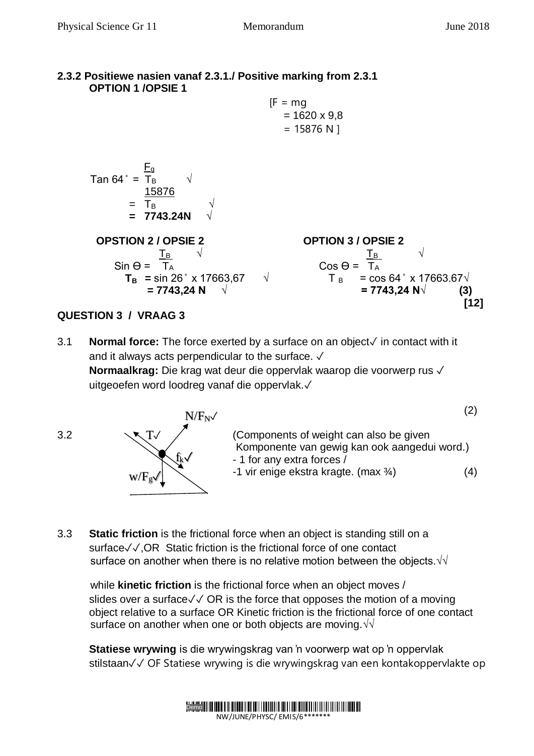**2.3.2 Positiewe nasien vanaf 2.3.1./ Positive marking from 2.3.1**

**OPTION 1 /OPSIE 1**

[F = mg
= 1620 x 9,8
= 15876 N ]

$\tan 64^\circ = \frac{F_g}{T_B}$ √

$= \frac{15876}{T_B}$ √

**= 7743.24N** √

**OPSTION 2 / OPSIE 2**

$\sin \theta = \frac{T_B}{T_A}$ √

$\mathbf{T_B}$ **=** sin 26˚ x 17663,67 √

**= 7743,24 N** √

**OPTION 3 / OPSIE 2**

$\cos \theta = \frac{T_B}{T_A}$ √

$T_B$ = cos 64˚ x 17663.67√

**= 7743,24 N**√ **(3)**

**[12]**

**QUESTION 3 / VRAAG 3**

3.1 **Normal force:** The force exerted by a surface on an object✓ in contact with it and it always acts perpendicular to the surface. ✓

**Normaalkrag:** Die krag wat deur die oppervlak waarop die voorwerp rus ✓ uitgeoefen word loodreg vanaf die oppervlak.✓

(2)

3.2 N/$F_N$✓, T✓, $f_k$✓, w/$F_g$✓

(Components of weight can also be given
Komponente van gewig kan ook aangedui word.)
- 1 for any extra forces /
-1 vir enige ekstra kragte. (max ¾) (4)

3.3 **Static friction** is the frictional force when an object is standing still on a surface✓✓,OR Static friction is the frictional force of one contact surface on another when there is no relative motion between the objects.√√

while **kinetic friction** is the frictional force when an object moves / slides over a surface✓✓ OR is the force that opposes the motion of a moving object relative to a surface OR Kinetic friction is the frictional force of one contact surface on another when one or both objects are moving.√√

**Statiese wrywing** is die wrywingskrag van 'n voorwerp wat op 'n oppervlak stilstaan✓✓ OF Statiese wrywing is die wrywingskrag van een kontakoppervlakte op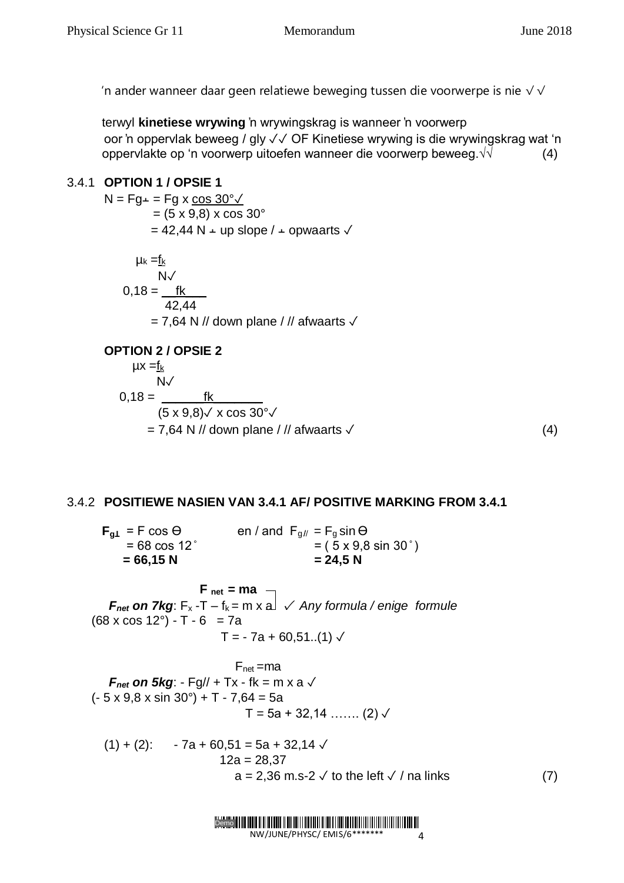'n ander wanneer daar geen relatiewe beweging tussen die voorwerpe is nie √ √

terwyl **kinetiese wrywing** 'n wrywingskrag is wanneer 'n voorwerp oor 'n oppervlak beweeg / gly ✓✓ OF Kinetiese wrywing is die wrywingskrag wat 'n oppervlakte op 'n voorwerp uitoefen wanneer die voorwerp beweeg.√√ (4)

3.4.1 **OPTION 1 / OPSIE 1**

$N = F_{g\perp} = F_g \times \cos 30°$ ✓

$= (5 \times 9{,}8) \times \cos 30°$

$= 42{,}44$ N ⊥ up slope / ⊥ opwaarts ✓

$\mu_k = \dfrac{f_k}{N}$ ✓

$0{,}18 = \dfrac{f_k}{42{,}44}$

$= 7{,}64$ N // down plane / // afwaarts ✓

**OPTION 2 / OPSIE 2**

$\mu x = \dfrac{f_k}{N}$ ✓

$0{,}18 = \dfrac{f_k}{(5 \times 9{,}8) \text{ ✓ } \times \cos 30° \text{ ✓}}$

$= 7{,}64$ N // down plane / // afwaarts ✓ (4)

3.4.2 **POSITIEWE NASIEN VAN 3.4.1 AF/ POSITIVE MARKING FROM 3.4.1**

$F_{g\perp} = F \cos \theta$ en / and $F_{g//} = F_g \sin \theta$

$= 68 \cos 12°$ $= (5 \times 9{,}8 \sin 30°)$

**= 66,15 N** **= 24,5 N**

$\mathbf{F_{net} = ma}$

***F_net* on 7kg**: $F_x - T - f_k = m \times a$ ✓ *Any formula / enige formule*

$(68 \times \cos 12°) - T - 6 = 7a$

$T = -7a + 60{,}51$..(1) ✓

$F_{net} = ma$

***F_net* on 5kg**: $-F_{g//} + T_x - f_k = m \times a$ ✓

$(-5 \times 9{,}8 \times \sin 30°) + T - 7{,}64 = 5a$

$T = 5a + 32{,}14$ ……. (2) ✓

(1) + (2): $-7a + 60{,}51 = 5a + 32{,}14$ ✓

$12a = 28{,}37$

$a = 2{,}36 \text{ m.s}^{-2}$ ✓ to the left ✓ / na links (7)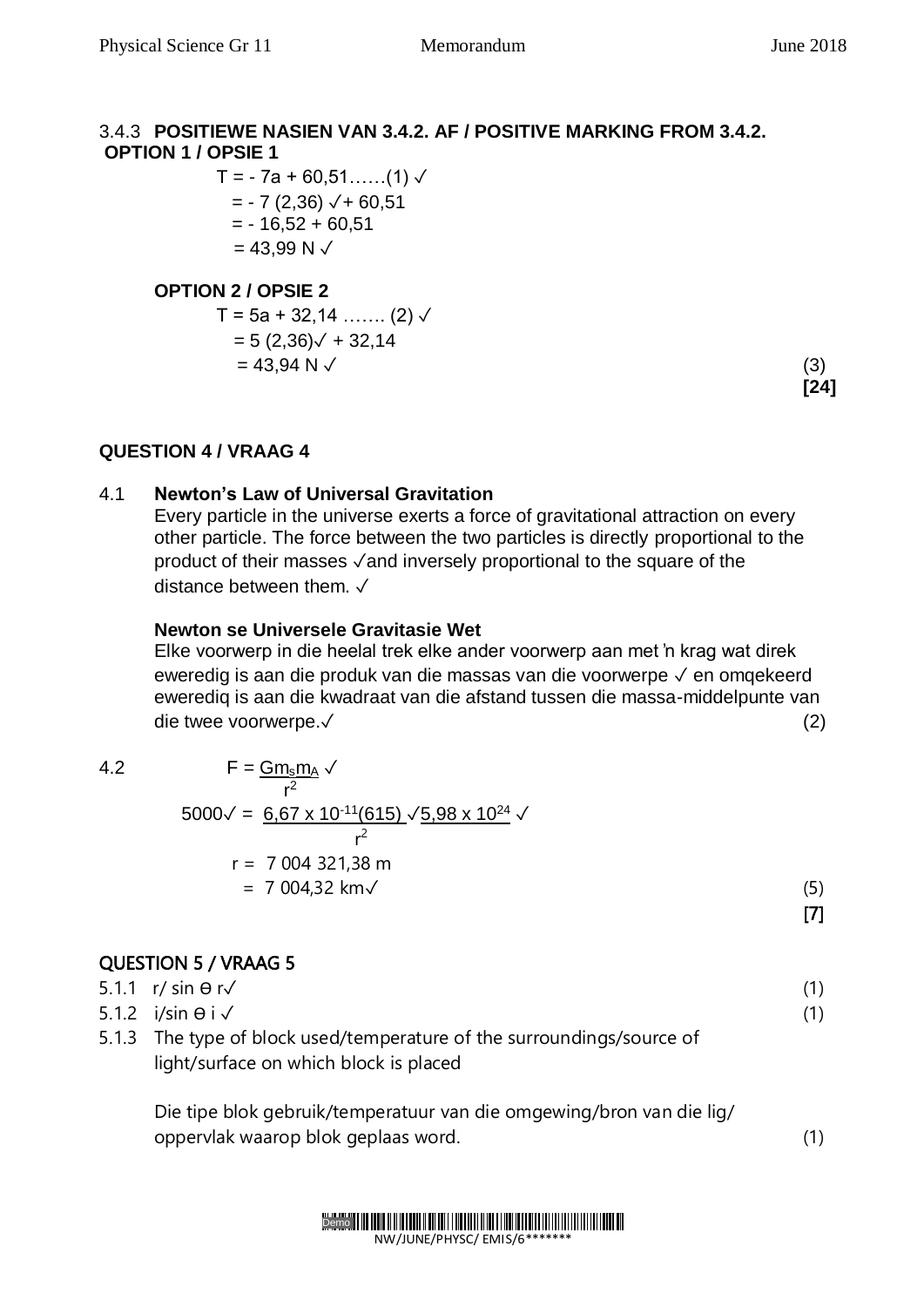3.4.3 **POSITIEWE NASIEN VAN 3.4.2. AF / POSITIVE MARKING FROM 3.4.2.**
**OPTION 1 / OPSIE 1**

$T = -7a + 60{,}51$ ……(1) ✓
$= -7(2{,}36)$ ✓ $+ 60{,}51$
$= -16{,}52 + 60{,}51$
$= 43{,}99$ N ✓

**OPTION 2 / OPSIE 2**

$T = 5a + 32{,}14$ ……. (2) ✓
$= 5(2{,}36)$✓ $+ 32{,}14$
$= 43{,}94$ N ✓ (3)

**[24]**

## QUESTION 4 / VRAAG 4

4.1 **Newton's Law of Universal Gravitation**
Every particle in the universe exerts a force of gravitational attraction on every other particle. The force between the two particles is directly proportional to the product of their masses ✓and inversely proportional to the square of the distance between them. ✓

**Newton se Universele Gravitasie Wet**
Elke voorwerp in die heelal trek elke ander voorwerp aan met 'n krag wat direk eweredig is aan die produk van die massas van die voorwerpe ✓ en omqekeerd eweredig is aan die kwadraat van die afstand tussen die massa-middelpunte van die twee voorwerpe.✓ (2)

4.2

$$F = \frac{Gm_sm_A}{r^2} ✓$$

$$5000✓ = \frac{6{,}67 \times 10^{-11}(615) ✓ 5{,}98 \times 10^{24} ✓}{r^2}$$

$r = 7\ 004\ 321{,}38$ m
$= 7\ 004{,}32$ km✓ (5)

**[7]**

## QUESTION 5 / VRAAG 5

5.1.1 r/ sin θ r✓ (1)

5.1.2 i/sin θ i ✓ (1)

5.1.3 The type of block used/temperature of the surroundings/source of light/surface on which block is placed

Die tipe blok gebruik/temperatuur van die omgewing/bron van die lig/ oppervlak waarop blok geplaas word. (1)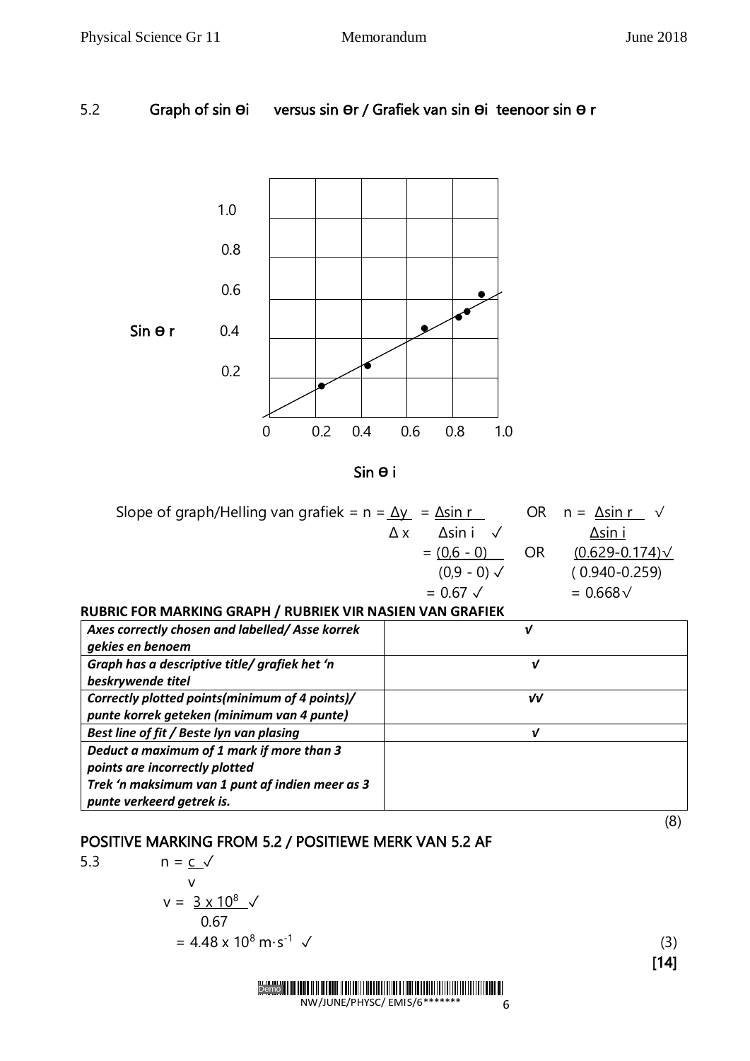5.2 **Graph of sin ϴi versus sin ϴr / Grafiek van sin ϴi teenoor sin ϴ r**

Sin ϴ r

1.0
0.8
0.6
0.4
0.2

0 0.2 0.4 0.6 0.8 1.0

Sin ϴ i

Slope of graph/Helling van grafiek = $n = \frac{\Delta y}{\Delta x} = \frac{\Delta \sin r}{\Delta \sin i}$ ✓ OR $n = \frac{\Delta \sin r}{\Delta \sin i}$ ✓

$= \frac{(0,6 - 0)}{(0,9 - 0)}$ ✓ OR $\frac{(0.629 - 0.174)}{(0.940 - 0.259)}$ ✓

$= 0.67$ ✓ $= 0.668$ ✓

**RUBRIC FOR MARKING GRAPH / RUBRIEK VIR NASIEN VAN GRAFIEK**

| | |
|---|---|
| ***Axes correctly chosen and labelled/ Asse korrek gekies en benoem*** | ✓ |
| ***Graph has a descriptive title/ grafiek het 'n beskrywende titel*** | ✓ |
| ***Correctly plotted points(minimum of 4 points)/ punte korrek geteken (minimum van 4 punte)*** | ✓✓ |
| ***Best line of fit / Beste lyn van plasing*** | ✓ |
| ***Deduct a maximum of 1 mark if more than 3 points are incorrectly plotted Trek 'n maksimum van 1 punt af indien meer as 3 punte verkeerd getrek is.*** | |

(8)

**POSITIVE MARKING FROM 5.2 / POSITIEWE MERK VAN 5.2 AF**

5.3 $n = \frac{c}{v}$ ✓

$v = \frac{3 \times 10^8}{0.67}$ ✓

$= 4.48 \times 10^8 \text{ m·s}^{-1}$ ✓ (3)

**[14]**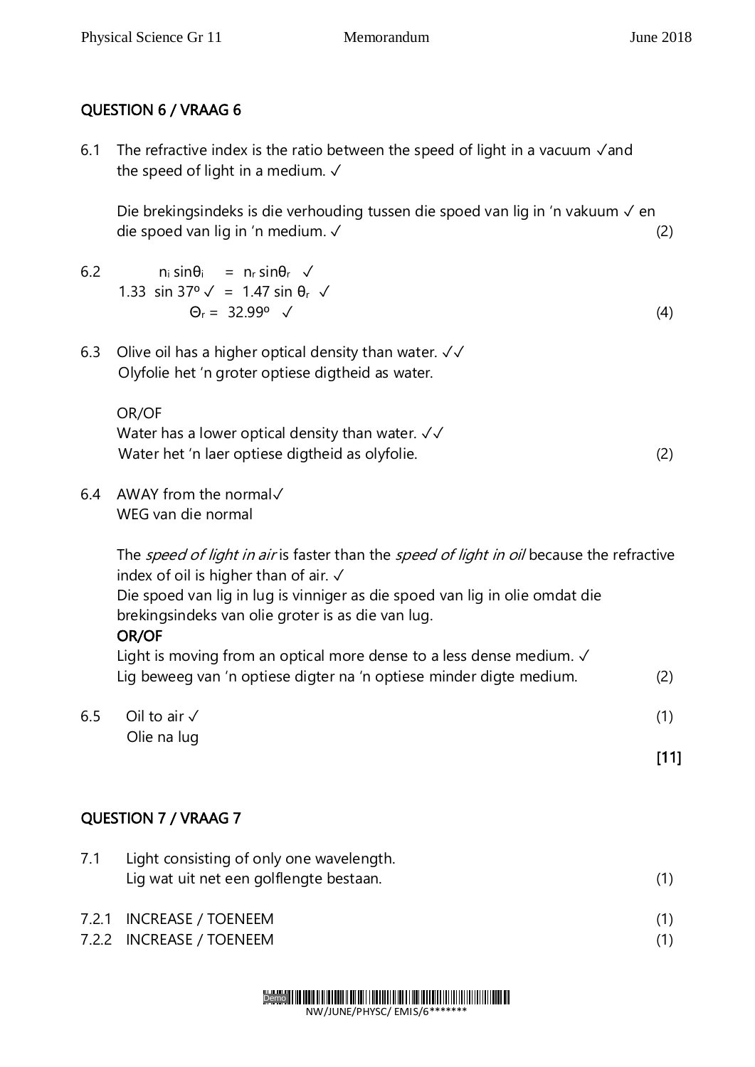## QUESTION 6 / VRAAG 6

6.1 The refractive index is the ratio between the speed of light in a vacuum ✓and the speed of light in a medium. ✓

Die brekingsindeks is die verhouding tussen die spoed van lig in 'n vakuum ✓ en die spoed van lig in 'n medium. ✓ (2)

6.2 $n_i \sin\theta_i = n_r \sin\theta_r$ ✓

$1.33 \sin 37^\circ$ ✓ $= 1.47 \sin \theta_r$ ✓

$\Theta_r = 32.99^\circ$ ✓ (4)

6.3 Olive oil has a higher optical density than water. ✓✓

Olyfolie het 'n groter optiese digtheid as water.

OR/OF

Water has a lower optical density than water. ✓✓

Water het 'n laer optiese digtheid as olyfolie. (2)

6.4 AWAY from the normal✓

WEG van die normal

The *speed of light in air* is faster than the *speed of light in oil* because the refractive index of oil is higher than of air. ✓

Die spoed van lig in lug is vinniger as die spoed van lig in olie omdat die brekingsindeks van olie groter is as die van lug.

OR/OF

Light is moving from an optical more dense to a less dense medium. ✓

Lig beweeg van 'n optiese digter na 'n optiese minder digte medium. (2)

6.5 Oil to air ✓ (1)

Olie na lug

**[11]**

## QUESTION 7 / VRAAG 7

7.1 Light consisting of only one wavelength.

Lig wat uit net een golflengte bestaan. (1)

7.2.1 INCREASE / TOENEEM (1)

7.2.2 INCREASE / TOENEEM (1)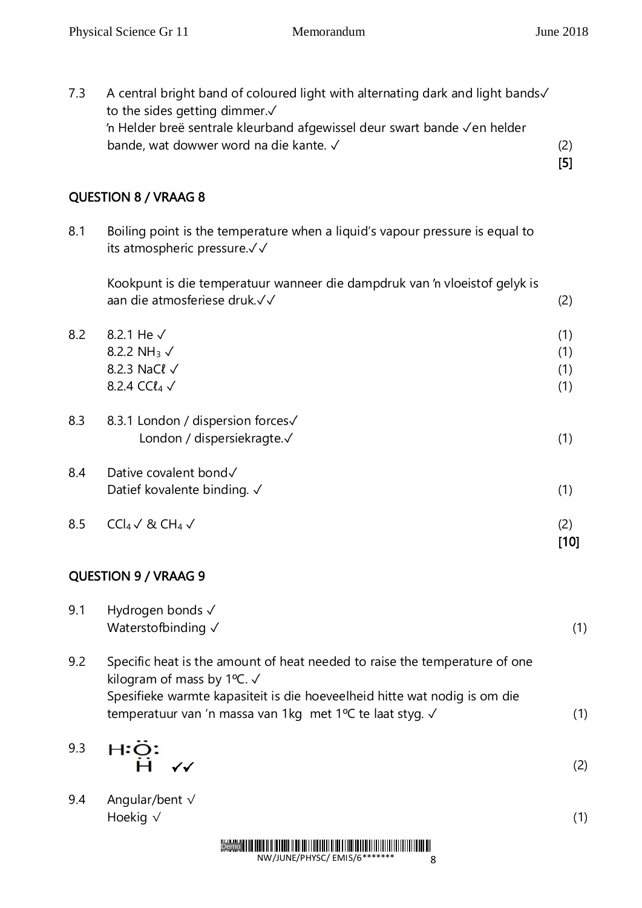7.3 A central bright band of coloured light with alternating dark and light bands✓ to the sides getting dimmer.✓
'n Helder breë sentrale kleurband afgewissel deur swart bande ✓en helder bande, wat dowwer word na die kante. ✓ (2)
[5]

## QUESTION 8 / VRAAG 8

8.1 Boiling point is the temperature when a liquid's vapour pressure is equal to its atmospheric pressure.✓✓

Kookpunt is die temperatuur wanneer die dampdruk van 'n vloeistof gelyk is aan die atmosferiese druk.✓✓ (2)

8.2 8.2.1 He ✓ (1)
8.2.2 $NH_3$ ✓ (1)
8.2.3 NaCℓ ✓ (1)
8.2.4 $CCℓ_4$ ✓ (1)

8.3 8.3.1 London / dispersion forces✓
London / dispersiekragte.✓ (1)

8.4 Dative covalent bond✓
Datief kovalente binding. ✓ (1)

8.5 $CCl_4$ ✓ & $CH_4$ ✓ (2)
[10]

## QUESTION 9 / VRAAG 9

9.1 Hydrogen bonds ✓
Waterstofbinding ✓ (1)

9.2 Specific heat is the amount of heat needed to raise the temperature of one kilogram of mass by 1ºC. ✓
Spesifieke warmte kapasiteit is die hoeveelheid hitte wat nodig is om die temperatuur van 'n massa van 1kg met 1ºC te laat styg. ✓ (1)

9.3 H:Ö:
    H ✓✓ (2)

9.4 Angular/bent √
Hoekig √ (1)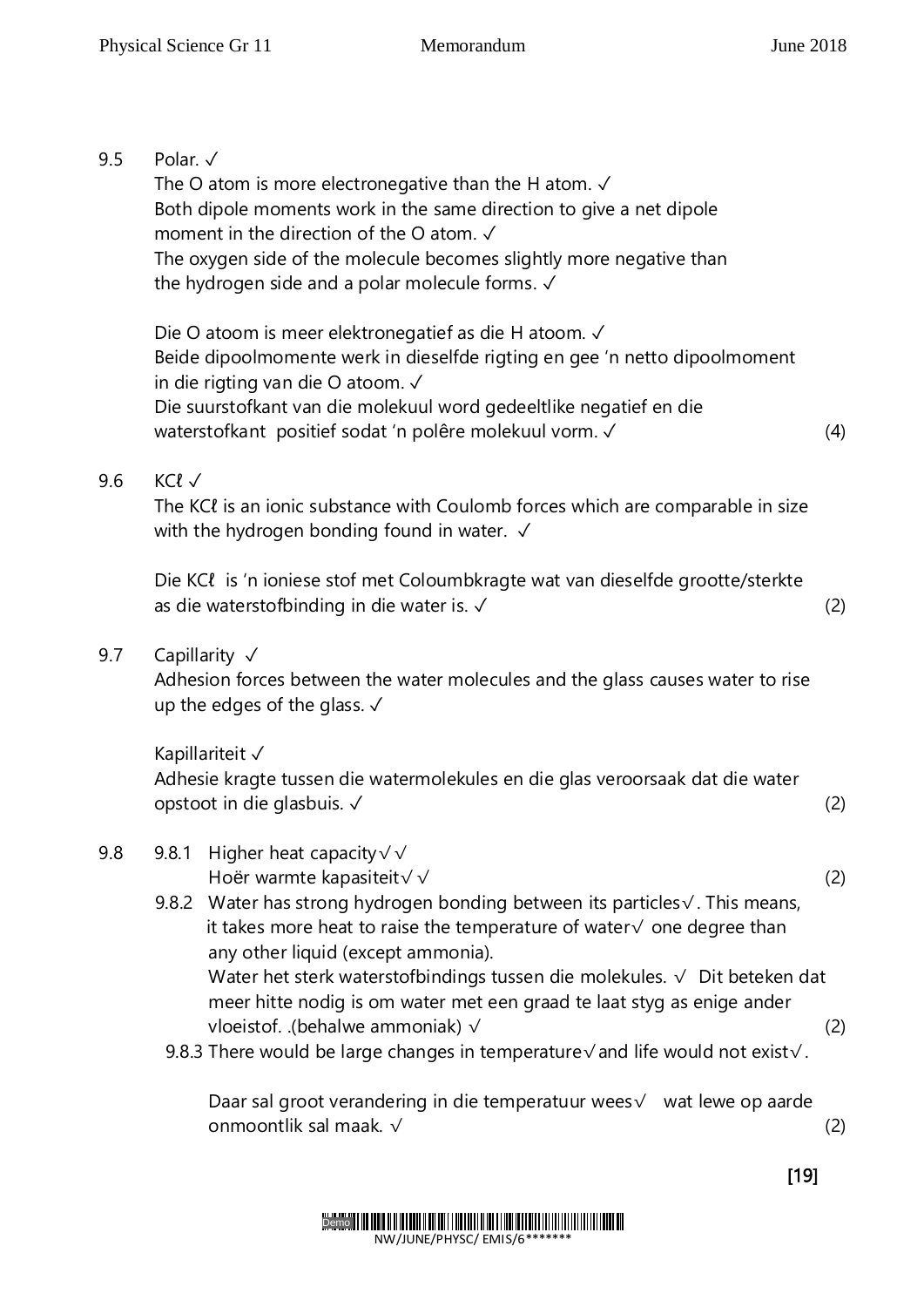9.5 Polar. ✓

The O atom is more electronegative than the H atom. ✓
Both dipole moments work in the same direction to give a net dipole moment in the direction of the O atom. ✓
The oxygen side of the molecule becomes slightly more negative than the hydrogen side and a polar molecule forms. ✓

Die O atoom is meer elektronegatief as die H atoom. ✓
Beide dipoolmomente werk in dieselfde rigting en gee 'n netto dipoolmoment in die rigting van die O atoom. ✓
Die suurstofkant van die molekuul word gedeeltlike negatief en die waterstofkant positief sodat 'n polêre molekuul vorm. ✓ (4)

9.6 KCℓ ✓

The KCℓ is an ionic substance with Coulomb forces which are comparable in size with the hydrogen bonding found in water. ✓

Die KCℓ is 'n ioniese stof met Coloumbkragte wat van dieselfde grootte/sterkte as die waterstofbinding in die water is. ✓ (2)

9.7 Capillarity ✓

Adhesion forces between the water molecules and the glass causes water to rise up the edges of the glass. ✓

Kapillariteit ✓
Adhesie kragte tussen die watermolekules en die glas veroorsaak dat die water opstoot in die glasbuis. ✓ (2)

9.8

9.8.1 Higher heat capacity√√
Hoër warmte kapasiteit√√ (2)

9.8.2 Water has strong hydrogen bonding between its particles√. This means, it takes more heat to raise the temperature of water√ one degree than any other liquid (except ammonia).
Water het sterk waterstofbindings tussen die molekules. √ Dit beteken dat meer hitte nodig is om water met een graad te laat styg as enige ander vloeistof. .(behalwe ammoniak) √ (2)

9.8.3 There would be large changes in temperature√and life would not exist√.

Daar sal groot verandering in die temperatuur wees√ wat lewe op aarde onmoontlik sal maak. √ (2)

[19]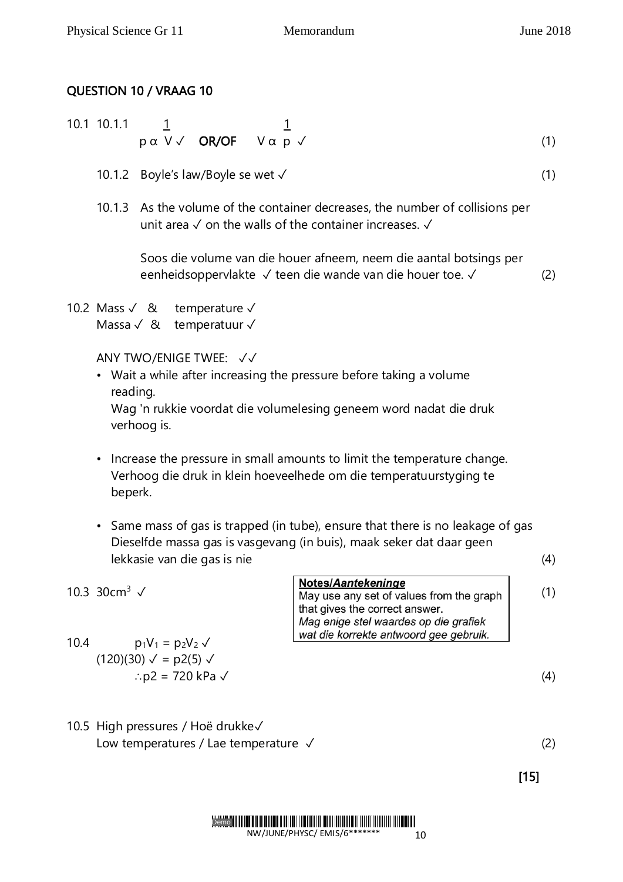## QUESTION 10 / VRAAG 10

10.1 10.1.1 $p \propto \frac{1}{V}$ ✓ **OR/OF** $V \propto \frac{1}{p}$ ✓ (1)

10.1.2 Boyle's law/Boyle se wet ✓ (1)

10.1.3 As the volume of the container decreases, the number of collisions per unit area ✓ on the walls of the container increases. ✓

Soos die volume van die houer afneem, neem die aantal botsings per eenheidsoppervlakte ✓ teen die wande van die houer toe. ✓ (2)

10.2 Mass ✓ & temperature ✓
Massa ✓ & temperatuur ✓

ANY TWO/ENIGE TWEE: ✓✓

- Wait a while after increasing the pressure before taking a volume reading.
  Wag 'n rukkie voordat die volumelesing geneem word nadat die druk verhoog is.
- Increase the pressure in small amounts to limit the temperature change.
  Verhoog die druk in klein hoeveelhede om die temperatuurstyging te beperk.
- Same mass of gas is trapped (in tube), ensure that there is no leakage of gas
  Dieselfde massa gas is vasgevang (in buis), maak seker dat daar geen lekkasie van die gas is nie (4)

10.3 $30 \text{cm}^3$ ✓ (1)

**Notes/*Aantekeninge***
May use any set of values from the graph that gives the correct answer.
*Mag enige stel waardes op die grafiek wat die korrekte antwoord gee gebruik.*

10.4 $p_1V_1 = p_2V_2$ ✓
$(120)(30)$ ✓ $= p2(5)$ ✓
$\therefore p2 = 720 \text{ kPa}$ ✓ (4)

10.5 High pressures / Hoë drukke ✓
Low temperatures / Lae temperature ✓ (2)

**[15]**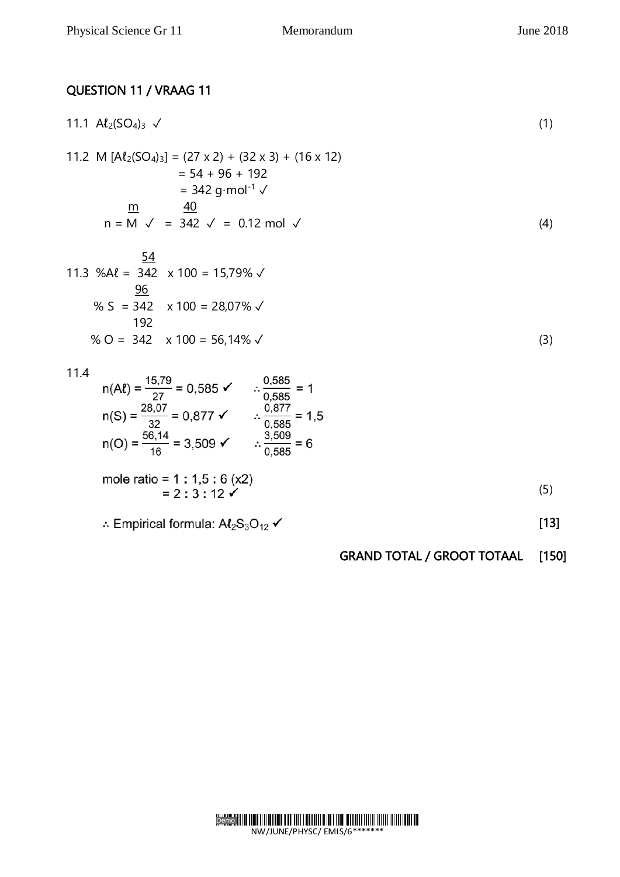## QUESTION 11 / VRAAG 11

11.1 $A\ell_2(SO_4)_3$ ✓ (1)

11.2 $M\ [A\ell_2(SO_4)_3] = (27 \times 2) + (32 \times 3) + (16 \times 12)$

$= 54 + 96 + 192$

$= 342\ g{\cdot}mol^{-1}$ ✓

$n = \frac{m}{M}$ ✓ $= \frac{40}{342}$ ✓ $= 0.12\ mol$ ✓ (4)

11.3 $\%A\ell = \frac{54}{342} \times 100 = 15{,}79\%$ ✓

$\%S = \frac{96}{342} \times 100 = 28{,}07\%$ ✓

$\%O = \frac{192}{342} \times 100 = 56{,}14\%$ ✓ (3)

11.4

$n(A\ell) = \frac{15{,}79}{27} = 0{,}585$ ✓ $\therefore \frac{0{,}585}{0{,}585} = 1$

$n(S) = \frac{28{,}07}{32} = 0{,}877$ ✓ $\therefore \frac{0{,}877}{0{,}585} = 1{,}5$

$n(O) = \frac{56{,}14}{16} = 3{,}509$ ✓ $\therefore \frac{3{,}509}{0{,}585} = 6$

mole ratio $= 1 : 1{,}5 : 6\ (\times 2)$

$= 2 : 3 : 12$ ✓ (5)

$\therefore$ Empirical formula: $A\ell_2S_3O_{12}$ ✓ **[13]**

**GRAND TOTAL / GROOT TOTAAL [150]**